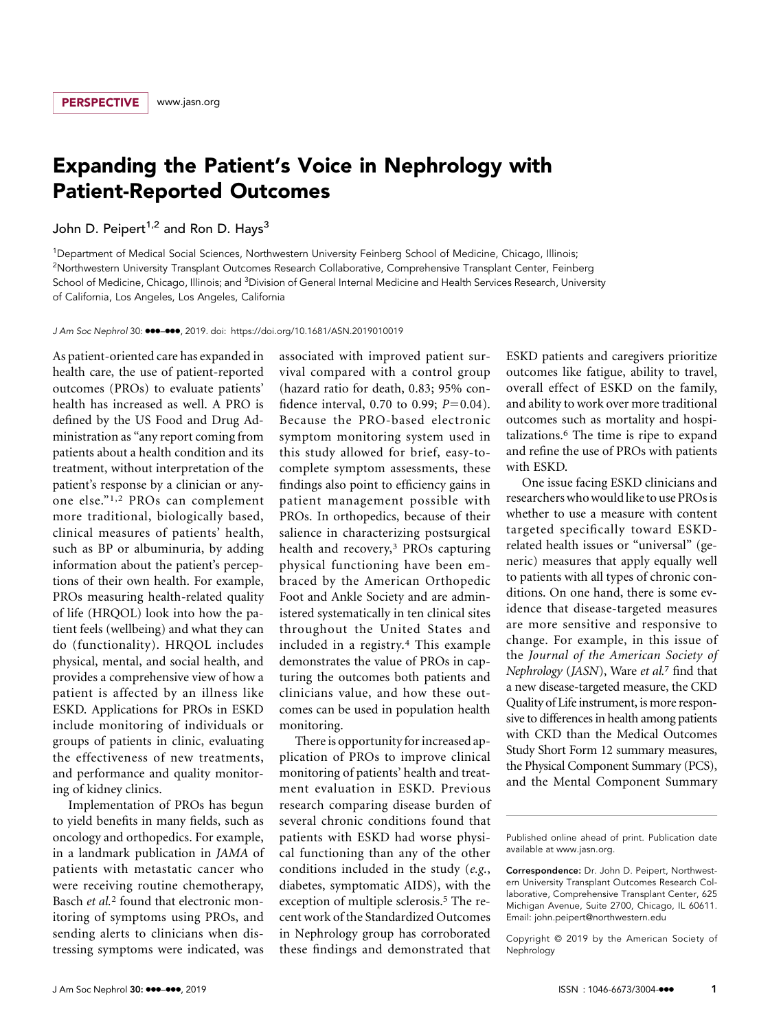PERSPECTIVE www.jasn.org

# Expanding the Patient's Voice in Nephrology with Patient-Reported Outcomes

John D. Peipert[1,2] and Ron D. Hays[3]

[1]Department of Medical Social Sciences, Northwestern University Feinberg School of Medicine, Chicago, Illinois; [2]Northwestern University Transplant Outcomes Research Collaborative, Comprehensive Transplant Center, Feinberg School of Medicine, Chicago, Illinois; and [3]Division of General Internal Medicine and Health Services Research, University of California, Los Angeles, Los Angeles, California

*J Am Soc Nephrol* 30: ●●●–●●●, 2019. doi: https://doi.org/10.1681/ASN.2019010019

As patient-oriented care has expanded in health care, the use of patient-reported outcomes (PROs) to evaluate patients' health has increased as well. A PRO is defined by the US Food and Drug Administration as "any report coming from patients about a health condition and its treatment, without interpretation of the patient's response by a clinician or anyone else."[1,2] PROs can complement more traditional, biologically based, clinical measures of patients' health, such as BP or albuminuria, by adding information about the patient's perceptions of their own health. For example, PROs measuring health-related quality of life (HRQOL) look into how the patient feels (wellbeing) and what they can do (functionality). HRQOL includes physical, mental, and social health, and provides a comprehensive view of how a patient is affected by an illness like ESKD. Applications for PROs in ESKD include monitoring of individuals or groups of patients in clinic, evaluating the effectiveness of new treatments, and performance and quality monitoring of kidney clinics.

Implementation of PROs has begun to yield benefits in many fields, such as oncology and orthopedics. For example, in a landmark publication in *JAMA* of patients with metastatic cancer who were receiving routine chemotherapy, Basch *et al.*[2] found that electronic monitoring of symptoms using PROs, and sending alerts to clinicians when distressing symptoms were indicated, was associated with improved patient survival compared with a control group (hazard ratio for death, 0.83; 95% confidence interval, 0.70 to 0.99; $P=0.04$). Because the PRO-based electronic symptom monitoring system used in this study allowed for brief, easy-to-complete symptom assessments, these findings also point to efficiency gains in patient management possible with PROs. In orthopedics, because of their salience in characterizing postsurgical health and recovery,[3] PROs capturing physical functioning have been embraced by the American Orthopedic Foot and Ankle Society and are administered systematically in ten clinical sites throughout the United States and included in a registry.[4] This example demonstrates the value of PROs in capturing the outcomes both patients and clinicians value, and how these outcomes can be used in population health monitoring.

There is opportunity for increased application of PROs to improve clinical monitoring of patients' health and treatment evaluation in ESKD. Previous research comparing disease burden of several chronic conditions found that patients with ESKD had worse physical functioning than any of the other conditions included in the study (*e.g.*, diabetes, symptomatic AIDS), with the exception of multiple sclerosis.[5] The recent work of the Standardized Outcomes in Nephrology group has corroborated these findings and demonstrated that ESKD patients and caregivers prioritize outcomes like fatigue, ability to travel, overall effect of ESKD on the family, and ability to work over more traditional outcomes such as mortality and hospitalizations.[6] The time is ripe to expand and refine the use of PROs with patients with ESKD.

One issue facing ESKD clinicians and researchers who would like to use PROs is whether to use a measure with content targeted specifically toward ESKD-related health issues or "universal" (generic) measures that apply equally well to patients with all types of chronic conditions. On one hand, there is some evidence that disease-targeted measures are more sensitive and responsive to change. For example, in this issue of the *Journal of the American Society of Nephrology* (*JASN*), Ware *et al.*[7] find that a new disease-targeted measure, the CKD Quality of Life instrument, is more responsive to differences in health among patients with CKD than the Medical Outcomes Study Short Form 12 summary measures, the Physical Component Summary (PCS), and the Mental Component Summary

Published online ahead of print. Publication date available at www.jasn.org.

**Correspondence:** Dr. John D. Peipert, Northwestern University Transplant Outcomes Research Collaborative, Comprehensive Transplant Center, 625 Michigan Avenue, Suite 2700, Chicago, IL 60611. Email: john.peipert@northwestern.edu

Copyright © 2019 by the American Society of Nephrology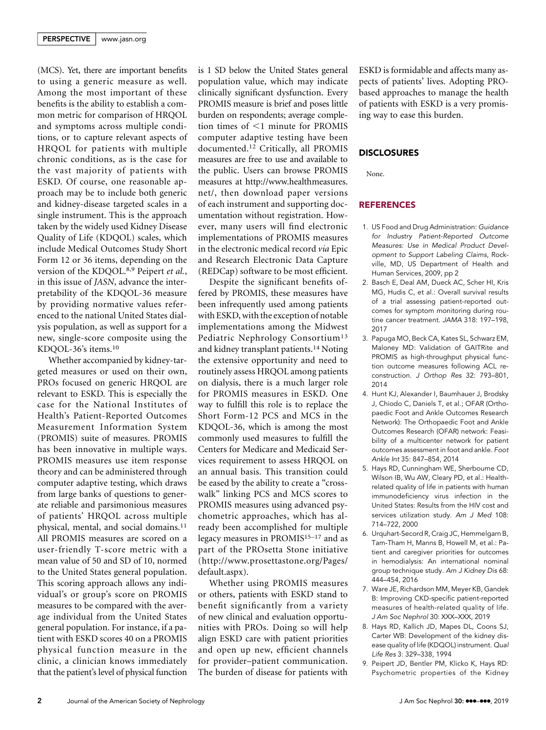(MCS). Yet, there are important benefits to using a generic measure as well. Among the most important of these benefits is the ability to establish a common metric for comparison of HRQOL and symptoms across multiple conditions, or to capture relevant aspects of HRQOL for patients with multiple chronic conditions, as is the case for the vast majority of patients with ESKD. Of course, one reasonable approach may be to include both generic and kidney-disease targeted scales in a single instrument. This is the approach taken by the widely used Kidney Disease Quality of Life (KDQOL) scales, which include Medical Outcomes Study Short Form 12 or 36 items, depending on the version of the KDQOL.[8,9] Peipert *et al.*, in this issue of *JASN*, advance the interpretability of the KDQOL-36 measure by providing normative values referenced to the national United States dialysis population, as well as support for a new, single-score composite using the KDQOL-36's items.[10]

Whether accompanied by kidney-targeted measures or used on their own, PROs focused on generic HRQOL are relevant to ESKD. This is especially the case for the National Institutes of Health's Patient-Reported Outcomes Measurement Information System (PROMIS) suite of measures. PROMIS has been innovative in multiple ways. PROMIS measures use item response theory and can be administered through computer adaptive testing, which draws from large banks of questions to generate reliable and parsimonious measures of patients' HRQOL across multiple physical, mental, and social domains.[11] All PROMIS measures are scored on a user-friendly T-score metric with a mean value of 50 and SD of 10, normed to the United States general population. This scoring approach allows any individual's or group's score on PROMIS measures to be compared with the average individual from the United States general population. For instance, if a patient with ESKD scores 40 on a PROMIS physical function measure in the clinic, a clinician knows immediately that the patient's level of physical function is 1 SD below the United States general population value, which may indicate clinically significant dysfunction. Every PROMIS measure is brief and poses little burden on respondents; average completion times of <1 minute for PROMIS computer adaptive testing have been documented.[12] Critically, all PROMIS measures are free to use and available to the public. Users can browse PROMIS measures at http://www.healthmeasures.net/, then download paper versions of each instrument and supporting documentation without registration. However, many users will find electronic implementations of PROMIS measures in the electronic medical record *via* Epic and Research Electronic Data Capture (REDCap) software to be most efficient.

Despite the significant benefits offered by PROMIS, these measures have been infrequently used among patients with ESKD, with the exception of notable implementations among the Midwest Pediatric Nephrology Consortium[13] and kidney transplant patients.[14] Noting the extensive opportunity and need to routinely assess HRQOL among patients on dialysis, there is a much larger role for PROMIS measures in ESKD. One way to fulfill this role is to replace the Short Form-12 PCS and MCS in the KDQOL-36, which is among the most commonly used measures to fulfill the Centers for Medicare and Medicaid Services requirement to assess HRQOL on an annual basis. This transition could be eased by the ability to create a "crosswalk" linking PCS and MCS scores to PROMIS measures using advanced psychometric approaches, which has already been accomplished for multiple legacy measures in PROMIS[15–17] and as part of the PROsetta Stone initiative (http://www.prosettastone.org/Pages/default.aspx).

Whether using PROMIS measures or others, patients with ESKD stand to benefit significantly from a variety of new clinical and evaluation opportunities with PROs. Doing so will help align ESKD care with patient priorities and open up new, efficient channels for provider–patient communication. The burden of disease for patients with ESKD is formidable and affects many aspects of patients' lives. Adopting PRO-based approaches to manage the health of patients with ESKD is a very promising way to ease this burden.

## DISCLOSURES

None.

## REFERENCES

1. US Food and Drug Administration: *Guidance for Industry Patient-Reported Outcome Measures: Use in Medical Product Development to Support Labeling Claims*, Rockville, MD, US Department of Health and Human Services, 2009, pp 2
2. Basch E, Deal AM, Dueck AC, Scher HI, Kris MG, Hudis C, et al.: Overall survival results of a trial assessing patient-reported outcomes for symptom monitoring during routine cancer treatment. *JAMA* 318: 197–198, 2017
3. Papuga MO, Beck CA, Kates SL, Schwarz EM, Maloney MD: Validation of GAITRite and PROMIS as high-throughput physical function outcome measures following ACL reconstruction. *J Orthop Res* 32: 793–801, 2014
4. Hunt KJ, Alexander I, Baumhauer J, Brodsky J, Chiodo C, Daniels T, et al.; OFAR (Orthopaedic Foot and Ankle Outcomes Research Network): The Orthopaedic Foot and Ankle Outcomes Research (OFAR) network: Feasibility of a multicenter network for patient outcomes assessment in foot and ankle. *Foot Ankle Int* 35: 847–854, 2014
5. Hays RD, Cunningham WE, Sherbourne CD, Wilson IB, Wu AW, Cleary PD, et al.: Health-related quality of life in patients with human immunodeficiency virus infection in the United States: Results from the HIV cost and services utilization study. *Am J Med* 108: 714–722, 2000
6. Urquhart-Secord R, Craig JC, Hemmelgarn B, Tam-Tham H, Manns B, Howell M, et al.: Patient and caregiver priorities for outcomes in hemodialysis: An international nominal group technique study. *Am J Kidney Dis* 68: 444–454, 2016
7. Ware JE, Richardson MM, Meyer KB, Gandek B: Improving CKD-specific patient-reported measures of health-related quality of life. *J Am Soc Nephrol* 30: XXX–XXX, 2019
8. Hays RD, Kallich JD, Mapes DL, Coons SJ, Carter WB: Development of the kidney disease quality of life (KDQOL) instrument. *Qual Life Res* 3: 329–338, 1994
9. Peipert JD, Bentler PM, Klicko K, Hays RD: Psychometric properties of the Kidney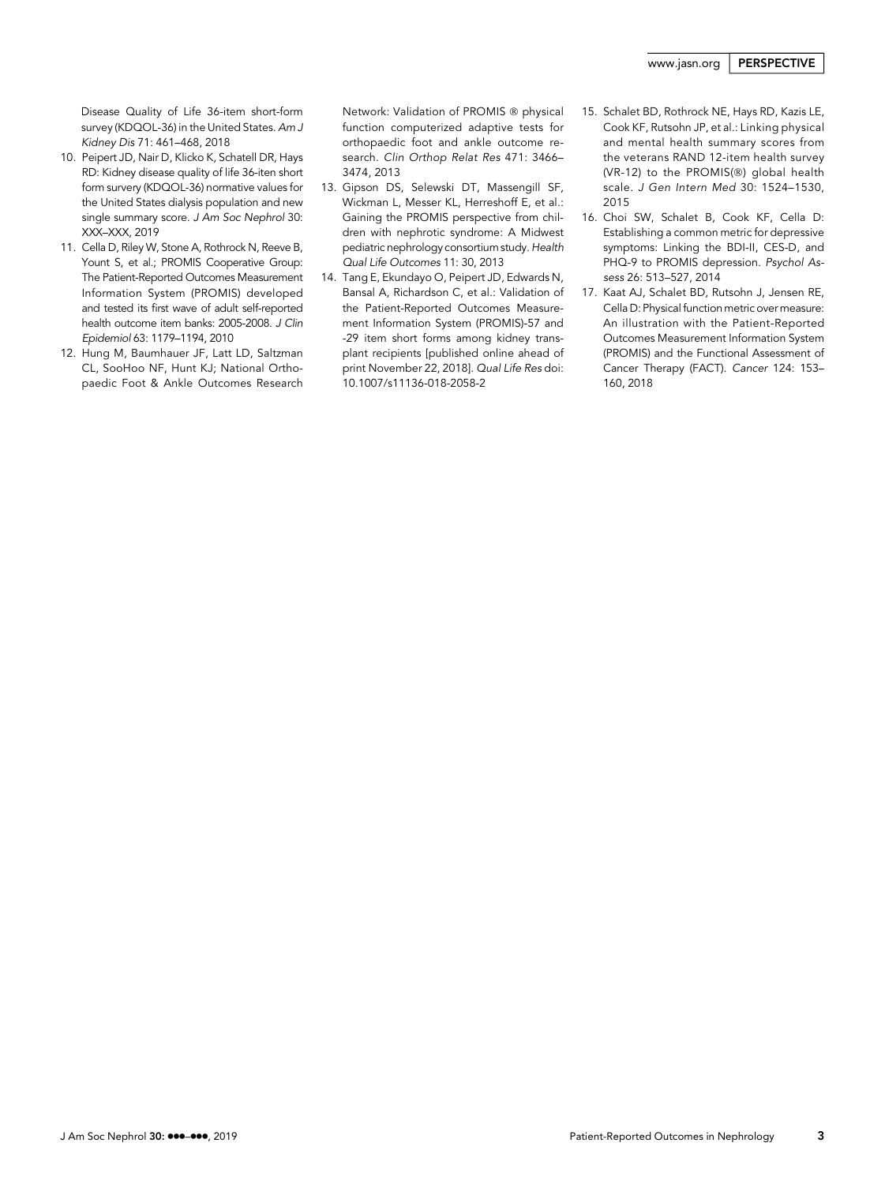Disease Quality of Life 36-item short-form survey (KDQOL-36) in the United States. *Am J Kidney Dis* 71: 461–468, 2018

10. Peipert JD, Nair D, Klicko K, Schatell DR, Hays RD: Kidney disease quality of life 36-iten short form survery (KDQOL-36) normative values for the United States dialysis population and new single summary score. *J Am Soc Nephrol* 30: XXX–XXX, 2019
11. Cella D, Riley W, Stone A, Rothrock N, Reeve B, Yount S, et al.; PROMIS Cooperative Group: The Patient-Reported Outcomes Measurement Information System (PROMIS) developed and tested its first wave of adult self-reported health outcome item banks: 2005-2008. *J Clin Epidemiol* 63: 1179–1194, 2010
12. Hung M, Baumhauer JF, Latt LD, Saltzman CL, SooHoo NF, Hunt KJ; National Orthopaedic Foot & Ankle Outcomes Research Network: Validation of PROMIS ® physical function computerized adaptive tests for orthopaedic foot and ankle outcome research. *Clin Orthop Relat Res* 471: 3466–3474, 2013
13. Gipson DS, Selewski DT, Massengill SF, Wickman L, Messer KL, Herreshoff E, et al.: Gaining the PROMIS perspective from children with nephrotic syndrome: A Midwest pediatric nephrology consortium study. *Health Qual Life Outcomes* 11: 30, 2013
14. Tang E, Ekundayo O, Peipert JD, Edwards N, Bansal A, Richardson C, et al.: Validation of the Patient-Reported Outcomes Measurement Information System (PROMIS)-57 and -29 item short forms among kidney transplant recipients [published online ahead of print November 22, 2018]. *Qual Life Res* doi: 10.1007/s11136-018-2058-2
15. Schalet BD, Rothrock NE, Hays RD, Kazis LE, Cook KF, Rutsohn JP, et al.: Linking physical and mental health summary scores from the veterans RAND 12-item health survey (VR-12) to the PROMIS(®) global health scale. *J Gen Intern Med* 30: 1524–1530, 2015
16. Choi SW, Schalet B, Cook KF, Cella D: Establishing a common metric for depressive symptoms: Linking the BDI-II, CES-D, and PHQ-9 to PROMIS depression. *Psychol Assess* 26: 513–527, 2014
17. Kaat AJ, Schalet BD, Rutsohn J, Jensen RE, Cella D: Physical function metric over measure: An illustration with the Patient-Reported Outcomes Measurement Information System (PROMIS) and the Functional Assessment of Cancer Therapy (FACT). *Cancer* 124: 153–160, 2018